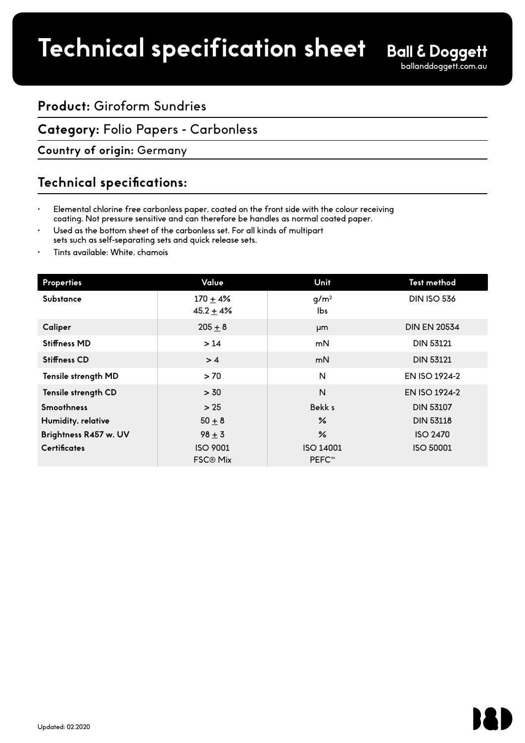# Technical specification sheet

**Ball & Doggett**
balanddoggett.com.au

## **Product:** Giroform Sundries

## **Category:** Folio Papers - Carbonless

**Country of origin:** Germany

## Technical specifications:

- Elemental chlorine free carbonless paper, coated on the front side with the colour receiving coating. Not pressure sensitive and can therefore be handles as normal coated paper.
- Used as the bottom sheet of the carbonless set. For all kinds of multipart sets such as self-separating sets and quick release sets.
- Tints available: White, chamois

| Properties | Value | Unit | Test method |
|---|---|---|---|
| **Substance** | 170 ± 4%<br>45.2 ± 4% | g/m²<br>lbs | DIN ISO 536 |
| **Caliper** | 205 ± 8 | µm | DIN EN 20534 |
| **Stiffness MD** | > 14 | mN | DIN 53121 |
| **Stiffness CD** | > 4 | mN | DIN 53121 |
| **Tensile strength MD** | > 70 | N | EN ISO 1924-2 |
| **Tensile strength CD** | > 30 | N | EN ISO 1924-2 |
| **Smoothness** | > 25 | Bekk s | DIN 53107 |
| **Humidity, relative** | 50 ± 8 | % | DIN 53118 |
| **Brightness R457 w. UV** | 98 ± 3 | % | ISO 2470 |
| **Certificates** | ISO 9001<br>FSC® Mix | ISO 14001<br>PEFC™ | ISO 50001 |

Updated: 02.2020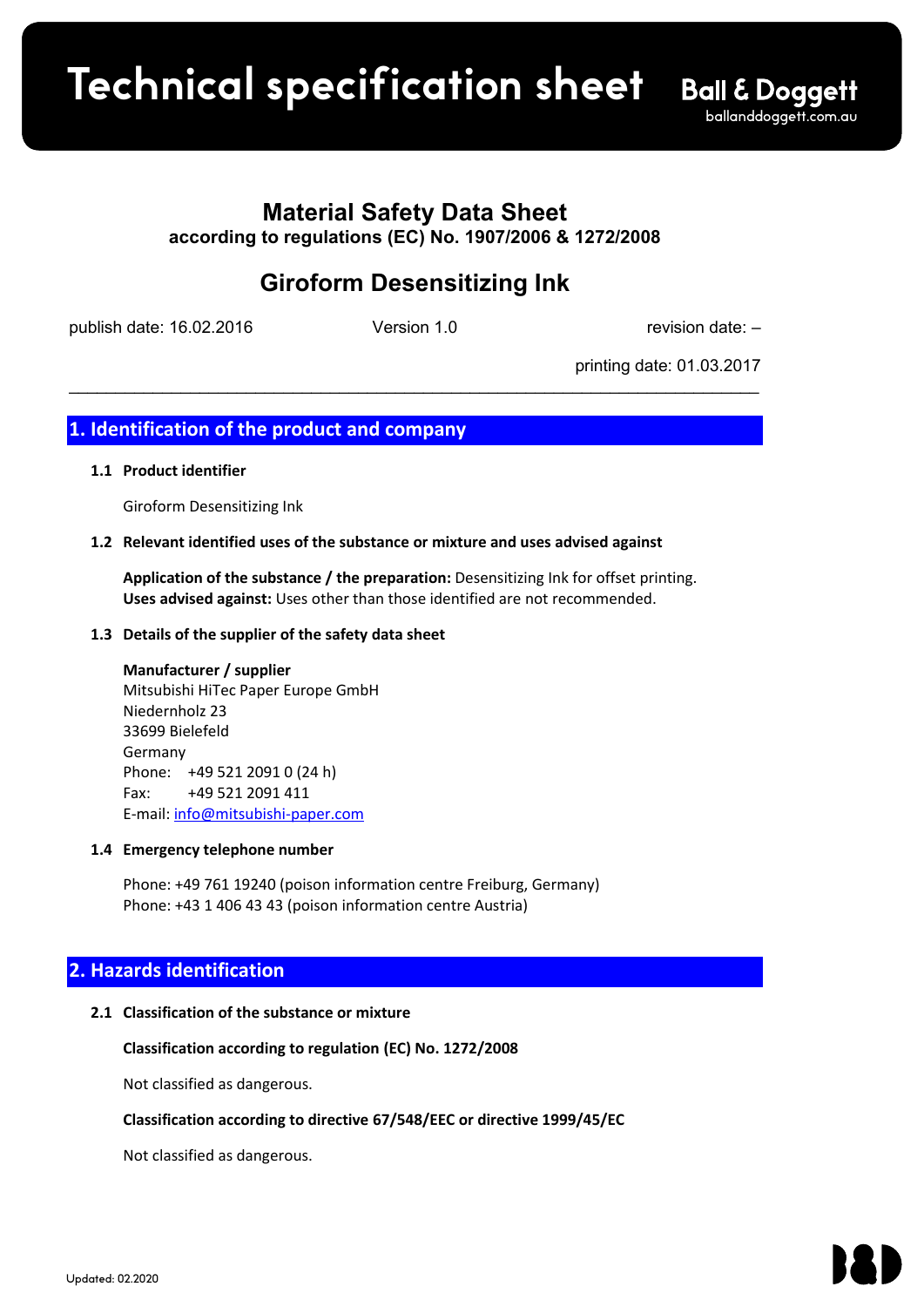# Material Safety Data Sheet

**according to regulations (EC) No. 1907/2006 & 1272/2008**

## Giroform Desensitizing Ink

publish date: 16.02.2016 Version 1.0 revision date: –

printing date: 01.03.2017

---

## 1. Identification of the product and company

### 1.1 Product identifier

Giroform Desensitizing Ink

### 1.2 Relevant identified uses of the substance or mixture and uses advised against

**Application of the substance / the preparation:** Desensitizing Ink for offset printing.
**Uses advised against:** Uses other than those identified are not recommended.

### 1.3 Details of the supplier of the safety data sheet

**Manufacturer / supplier**
Mitsubishi HiTec Paper Europe GmbH
Niedernholz 23
33699 Bielefeld
Germany
Phone: +49 521 2091 0 (24 h)
Fax: +49 521 2091 411
E-mail: info@mitsubishi-paper.com

### 1.4 Emergency telephone number

Phone: +49 761 19240 (poison information centre Freiburg, Germany)
Phone: +43 1 406 43 43 (poison information centre Austria)

## 2. Hazards identification

### 2.1 Classification of the substance or mixture

**Classification according to regulation (EC) No. 1272/2008**

Not classified as dangerous.

**Classification according to directive 67/548/EEC or directive 1999/45/EC**

Not classified as dangerous.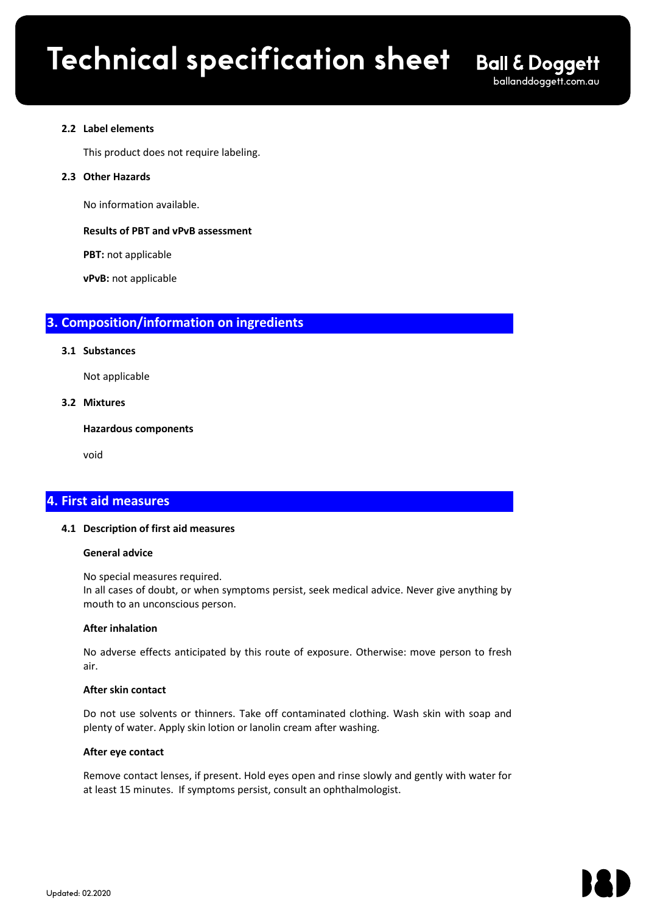### 2.2 Label elements

This product does not require labeling.

### 2.3 Other Hazards

No information available.

**Results of PBT and vPvB assessment**

**PBT:** not applicable

**vPvB:** not applicable

## 3. Composition/information on ingredients

### 3.1 Substances

Not applicable

### 3.2 Mixtures

**Hazardous components**

void

## 4. First aid measures

### 4.1 Description of first aid measures

**General advice**

No special measures required.
In all cases of doubt, or when symptoms persist, seek medical advice. Never give anything by mouth to an unconscious person.

**After inhalation**

No adverse effects anticipated by this route of exposure. Otherwise: move person to fresh air.

**After skin contact**

Do not use solvents or thinners. Take off contaminated clothing. Wash skin with soap and plenty of water. Apply skin lotion or lanolin cream after washing.

**After eye contact**

Remove contact lenses, if present. Hold eyes open and rinse slowly and gently with water for at least 15 minutes. If symptoms persist, consult an ophthalmologist.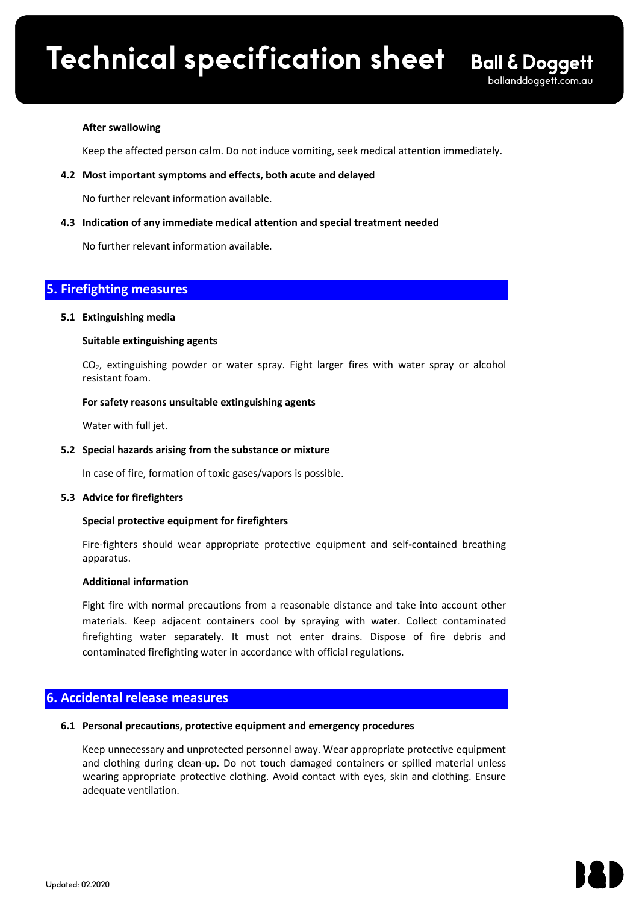**After swallowing**

Keep the affected person calm. Do not induce vomiting, seek medical attention immediately.

**4.2 Most important symptoms and effects, both acute and delayed**

No further relevant information available.

**4.3 Indication of any immediate medical attention and special treatment needed**

No further relevant information available.

## 5. Firefighting measures

**5.1 Extinguishing media**

**Suitable extinguishing agents**

$CO_2$, extinguishing powder or water spray. Fight larger fires with water spray or alcohol resistant foam.

**For safety reasons unsuitable extinguishing agents**

Water with full jet.

**5.2 Special hazards arising from the substance or mixture**

In case of fire, formation of toxic gases/vapors is possible.

**5.3 Advice for firefighters**

**Special protective equipment for firefighters**

Fire-fighters should wear appropriate protective equipment and self-contained breathing apparatus.

**Additional information**

Fight fire with normal precautions from a reasonable distance and take into account other materials. Keep adjacent containers cool by spraying with water. Collect contaminated firefighting water separately. It must not enter drains. Dispose of fire debris and contaminated firefighting water in accordance with official regulations.

## 6. Accidental release measures

**6.1 Personal precautions, protective equipment and emergency procedures**

Keep unnecessary and unprotected personnel away. Wear appropriate protective equipment and clothing during clean-up. Do not touch damaged containers or spilled material unless wearing appropriate protective clothing. Avoid contact with eyes, skin and clothing. Ensure adequate ventilation.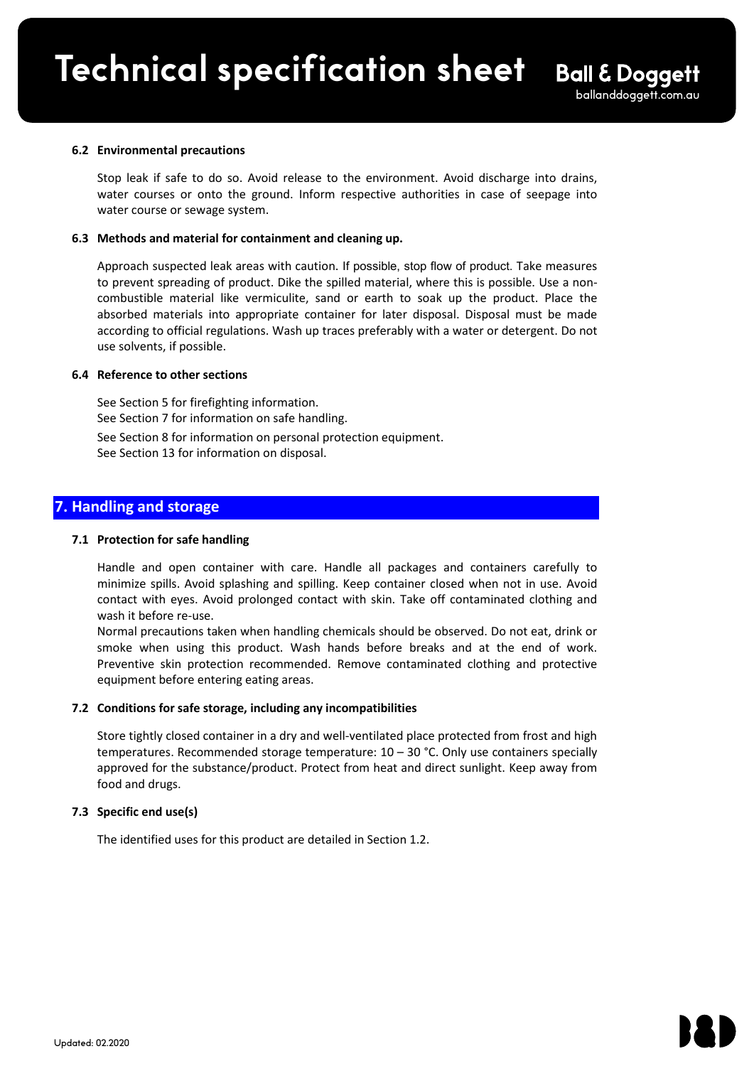#### 6.2 Environmental precautions

Stop leak if safe to do so. Avoid release to the environment. Avoid discharge into drains, water courses or onto the ground. Inform respective authorities in case of seepage into water course or sewage system.

#### 6.3 Methods and material for containment and cleaning up.

Approach suspected leak areas with caution. If possible, stop flow of product. Take measures to prevent spreading of product. Dike the spilled material, where this is possible. Use a non-combustible material like vermiculite, sand or earth to soak up the product. Place the absorbed materials into appropriate container for later disposal. Disposal must be made according to official regulations. Wash up traces preferably with a water or detergent. Do not use solvents, if possible.

#### 6.4 Reference to other sections

See Section 5 for firefighting information.
See Section 7 for information on safe handling.
See Section 8 for information on personal protection equipment.
See Section 13 for information on disposal.

## 7. Handling and storage

#### 7.1 Protection for safe handling

Handle and open container with care. Handle all packages and containers carefully to minimize spills. Avoid splashing and spilling. Keep container closed when not in use. Avoid contact with eyes. Avoid prolonged contact with skin. Take off contaminated clothing and wash it before re-use.
Normal precautions taken when handling chemicals should be observed. Do not eat, drink or smoke when using this product. Wash hands before breaks and at the end of work. Preventive skin protection recommended. Remove contaminated clothing and protective equipment before entering eating areas.

#### 7.2 Conditions for safe storage, including any incompatibilities

Store tightly closed container in a dry and well-ventilated place protected from frost and high temperatures. Recommended storage temperature: 10 – 30 °C. Only use containers specially approved for the substance/product. Protect from heat and direct sunlight. Keep away from food and drugs.

#### 7.3 Specific end use(s)

The identified uses for this product are detailed in Section 1.2.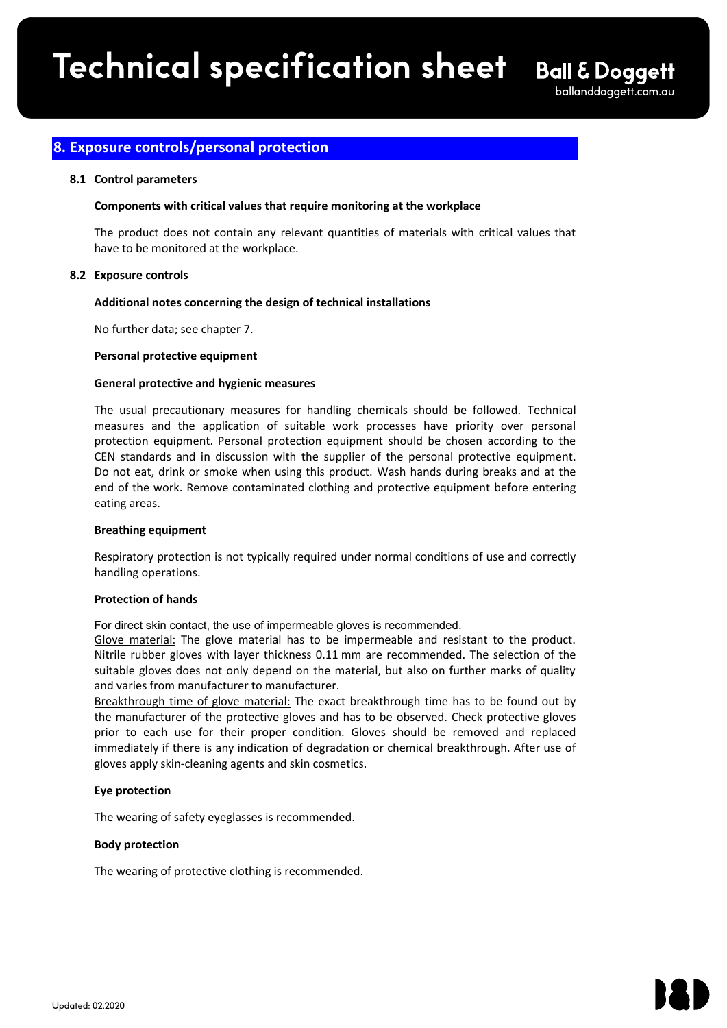## 8. Exposure controls/personal protection

### 8.1 Control parameters

**Components with critical values that require monitoring at the workplace**

The product does not contain any relevant quantities of materials with critical values that have to be monitored at the workplace.

### 8.2 Exposure controls

**Additional notes concerning the design of technical installations**

No further data; see chapter 7.

**Personal protective equipment**

**General protective and hygienic measures**

The usual precautionary measures for handling chemicals should be followed. Technical measures and the application of suitable work processes have priority over personal protection equipment. Personal protection equipment should be chosen according to the CEN standards and in discussion with the supplier of the personal protective equipment. Do not eat, drink or smoke when using this product. Wash hands during breaks and at the end of the work. Remove contaminated clothing and protective equipment before entering eating areas.

**Breathing equipment**

Respiratory protection is not typically required under normal conditions of use and correctly handling operations.

**Protection of hands**

For direct skin contact, the use of impermeable gloves is recommended.
Glove material: The glove material has to be impermeable and resistant to the product. Nitrile rubber gloves with layer thickness 0.11 mm are recommended. The selection of the suitable gloves does not only depend on the material, but also on further marks of quality and varies from manufacturer to manufacturer.
Breakthrough time of glove material: The exact breakthrough time has to be found out by the manufacturer of the protective gloves and has to be observed. Check protective gloves prior to each use for their proper condition. Gloves should be removed and replaced immediately if there is any indication of degradation or chemical breakthrough. After use of gloves apply skin-cleaning agents and skin cosmetics.

**Eye protection**

The wearing of safety eyeglasses is recommended.

**Body protection**

The wearing of protective clothing is recommended.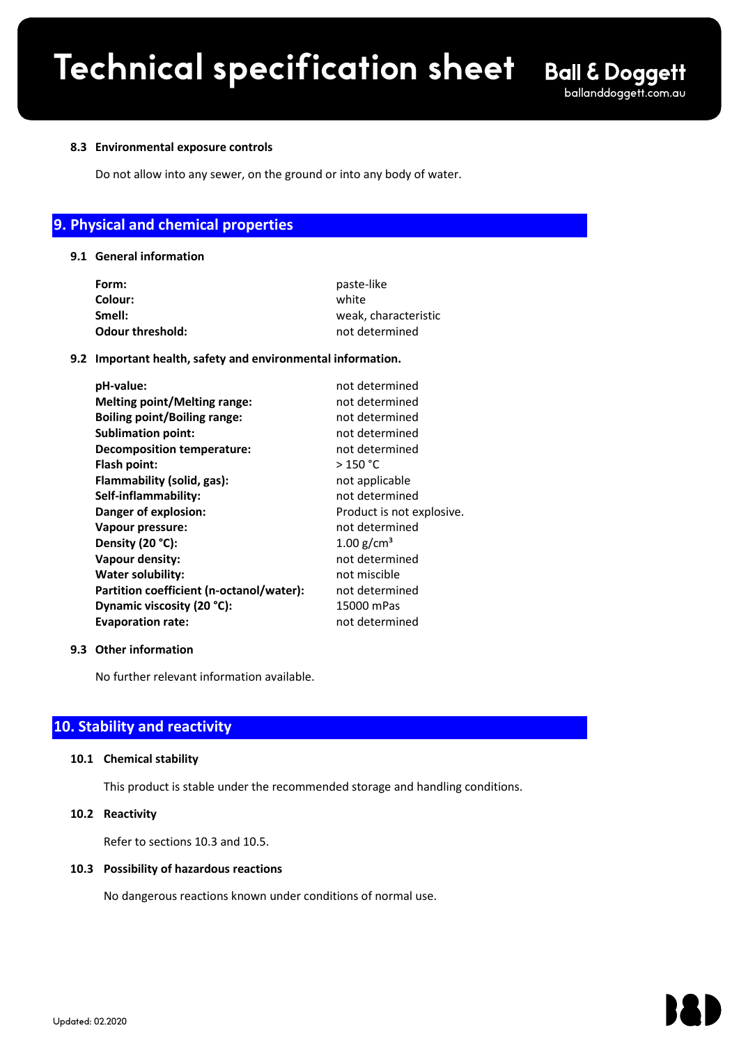### 8.3 Environmental exposure controls

Do not allow into any sewer, on the ground or into any body of water.

## 9. Physical and chemical properties

### 9.1 General information

| | |
|---|---|
| **Form:** | paste-like |
| **Colour:** | white |
| **Smell:** | weak, characteristic |
| **Odour threshold:** | not determined |

### 9.2 Important health, safety and environmental information.

| | |
|---|---|
| **pH-value:** | not determined |
| **Melting point/Melting range:** | not determined |
| **Boiling point/Boiling range:** | not determined |
| **Sublimation point:** | not determined |
| **Decomposition temperature:** | not determined |
| **Flash point:** | > 150 °C |
| **Flammability (solid, gas):** | not applicable |
| **Self-inflammability:** | not determined |
| **Danger of explosion:** | Product is not explosive. |
| **Vapour pressure:** | not determined |
| **Density (20 °C):** | 1.00 $g/cm^3$ |
| **Vapour density:** | not determined |
| **Water solubility:** | not miscible |
| **Partition coefficient (n-octanol/water):** | not determined |
| **Dynamic viscosity (20 °C):** | 15000 mPas |
| **Evaporation rate:** | not determined |

### 9.3 Other information

No further relevant information available.

## 10. Stability and reactivity

### 10.1 Chemical stability

This product is stable under the recommended storage and handling conditions.

### 10.2 Reactivity

Refer to sections 10.3 and 10.5.

### 10.3 Possibility of hazardous reactions

No dangerous reactions known under conditions of normal use.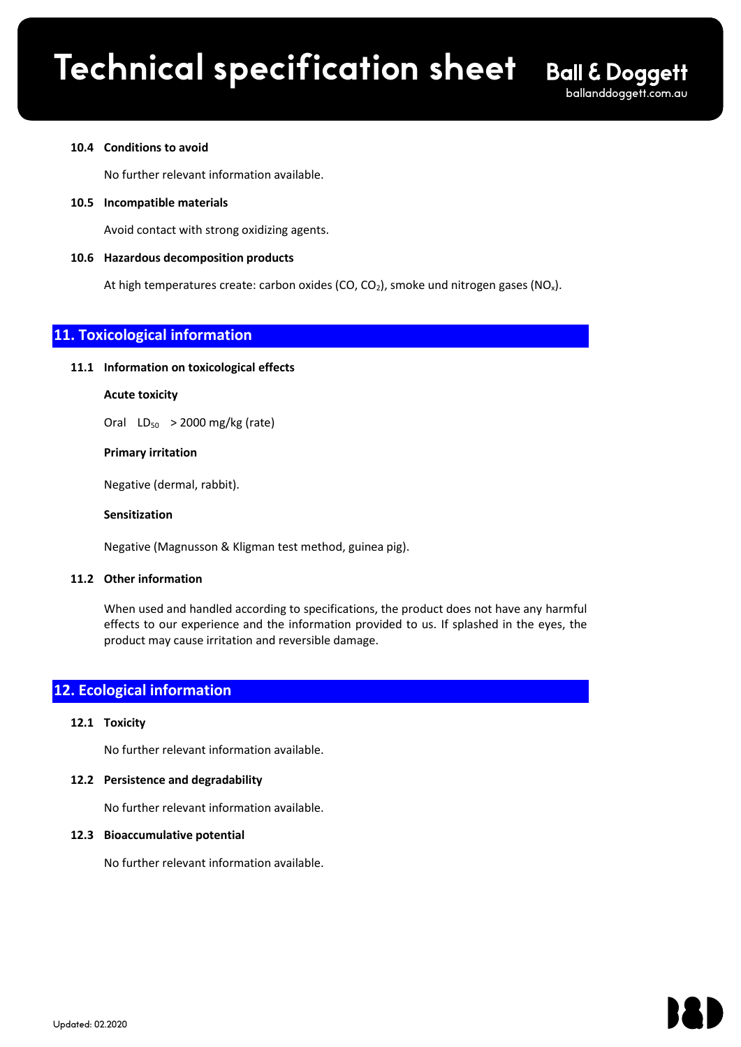### 10.4 Conditions to avoid

No further relevant information available.

### 10.5 Incompatible materials

Avoid contact with strong oxidizing agents.

### 10.6 Hazardous decomposition products

At high temperatures create: carbon oxides ($CO$, $CO_2$), smoke und nitrogen gases ($NO_x$).

## 11. Toxicological information

### 11.1 Information on toxicological effects

**Acute toxicity**

Oral $LD_{50}$ > 2000 mg/kg (rate)

**Primary irritation**

Negative (dermal, rabbit).

**Sensitization**

Negative (Magnusson & Kligman test method, guinea pig).

### 11.2 Other information

When used and handled according to specifications, the product does not have any harmful effects to our experience and the information provided to us. If splashed in the eyes, the product may cause irritation and reversible damage.

## 12. Ecological information

### 12.1 Toxicity

No further relevant information available.

### 12.2 Persistence and degradability

No further relevant information available.

### 12.3 Bioaccumulative potential

No further relevant information available.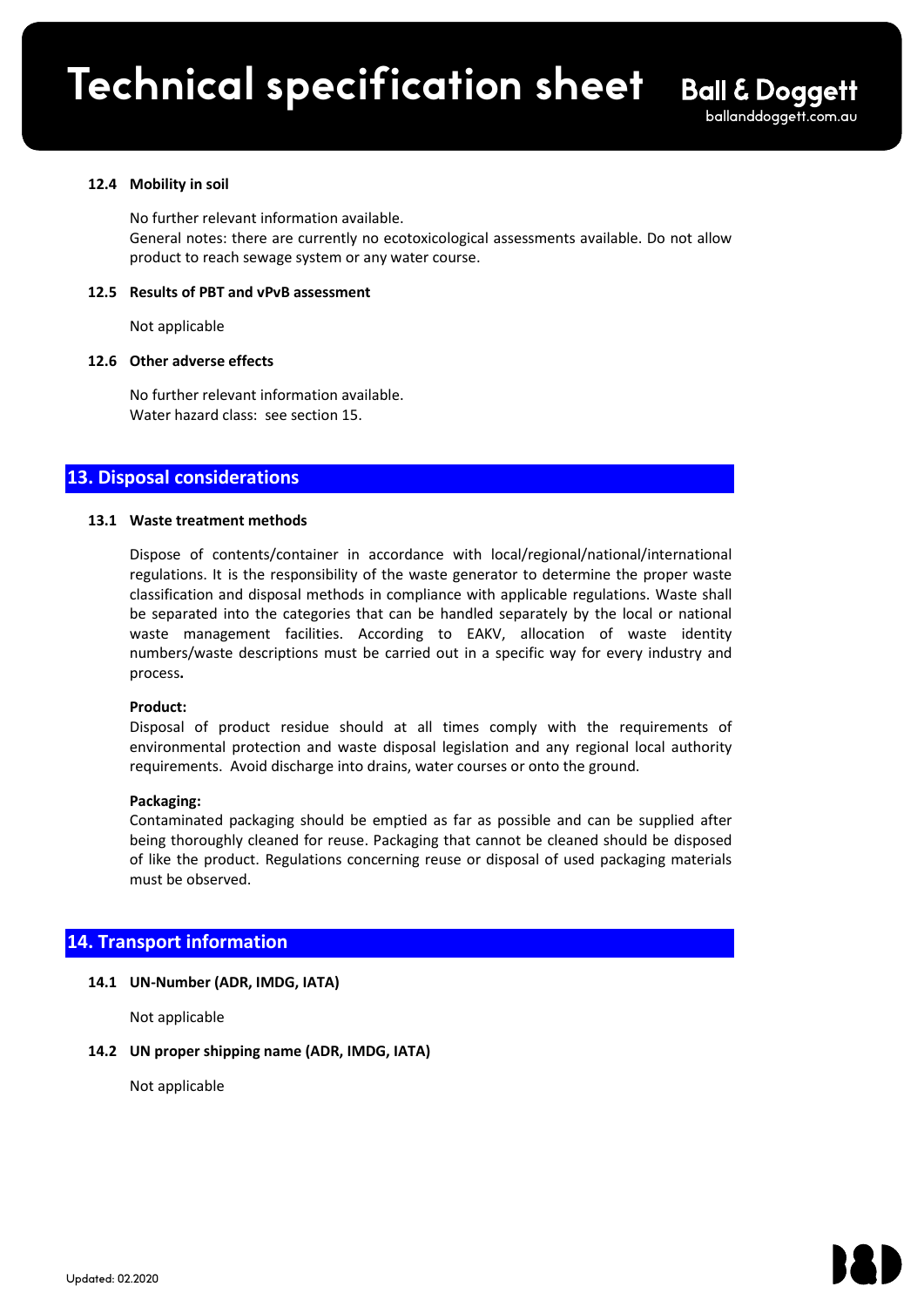#### 12.4 Mobility in soil

No further relevant information available.
General notes: there are currently no ecotoxicological assessments available. Do not allow product to reach sewage system or any water course.

#### 12.5 Results of PBT and vPvB assessment

Not applicable

#### 12.6 Other adverse effects

No further relevant information available.
Water hazard class: see section 15.

## 13. Disposal considerations

#### 13.1 Waste treatment methods

Dispose of contents/container in accordance with local/regional/national/international regulations. It is the responsibility of the waste generator to determine the proper waste classification and disposal methods in compliance with applicable regulations. Waste shall be separated into the categories that can be handled separately by the local or national waste management facilities. According to EAKV, allocation of waste identity numbers/waste descriptions must be carried out in a specific way for every industry and process**.**

**Product:**
Disposal of product residue should at all times comply with the requirements of environmental protection and waste disposal legislation and any regional local authority requirements. Avoid discharge into drains, water courses or onto the ground.

**Packaging:**
Contaminated packaging should be emptied as far as possible and can be supplied after being thoroughly cleaned for reuse. Packaging that cannot be cleaned should be disposed of like the product. Regulations concerning reuse or disposal of used packaging materials must be observed.

## 14. Transport information

#### 14.1 UN-Number (ADR, IMDG, IATA)

Not applicable

#### 14.2 UN proper shipping name (ADR, IMDG, IATA)

Not applicable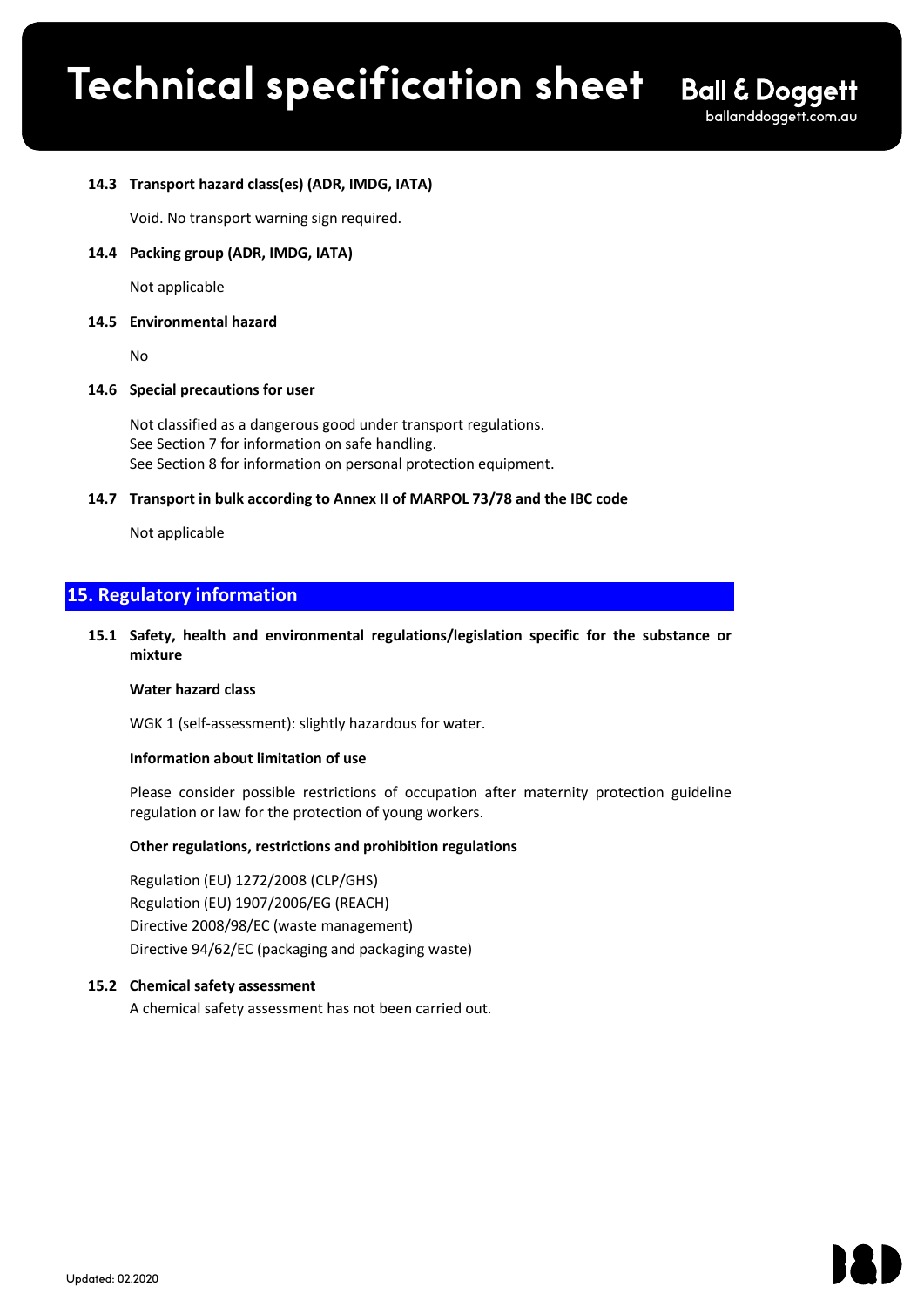### 14.3 Transport hazard class(es) (ADR, IMDG, IATA)

Void. No transport warning sign required.

### 14.4 Packing group (ADR, IMDG, IATA)

Not applicable

### 14.5 Environmental hazard

No

### 14.6 Special precautions for user

Not classified as a dangerous good under transport regulations.
See Section 7 for information on safe handling.
See Section 8 for information on personal protection equipment.

### 14.7 Transport in bulk according to Annex II of MARPOL 73/78 and the IBC code

Not applicable

## 15. Regulatory information

### 15.1 Safety, health and environmental regulations/legislation specific for the substance or mixture

**Water hazard class**

WGK 1 (self-assessment): slightly hazardous for water.

**Information about limitation of use**

Please consider possible restrictions of occupation after maternity protection guideline regulation or law for the protection of young workers.

**Other regulations, restrictions and prohibition regulations**

Regulation (EU) 1272/2008 (CLP/GHS)
Regulation (EU) 1907/2006/EG (REACH)
Directive 2008/98/EC (waste management)
Directive 94/62/EC (packaging and packaging waste)

### 15.2 Chemical safety assessment

A chemical safety assessment has not been carried out.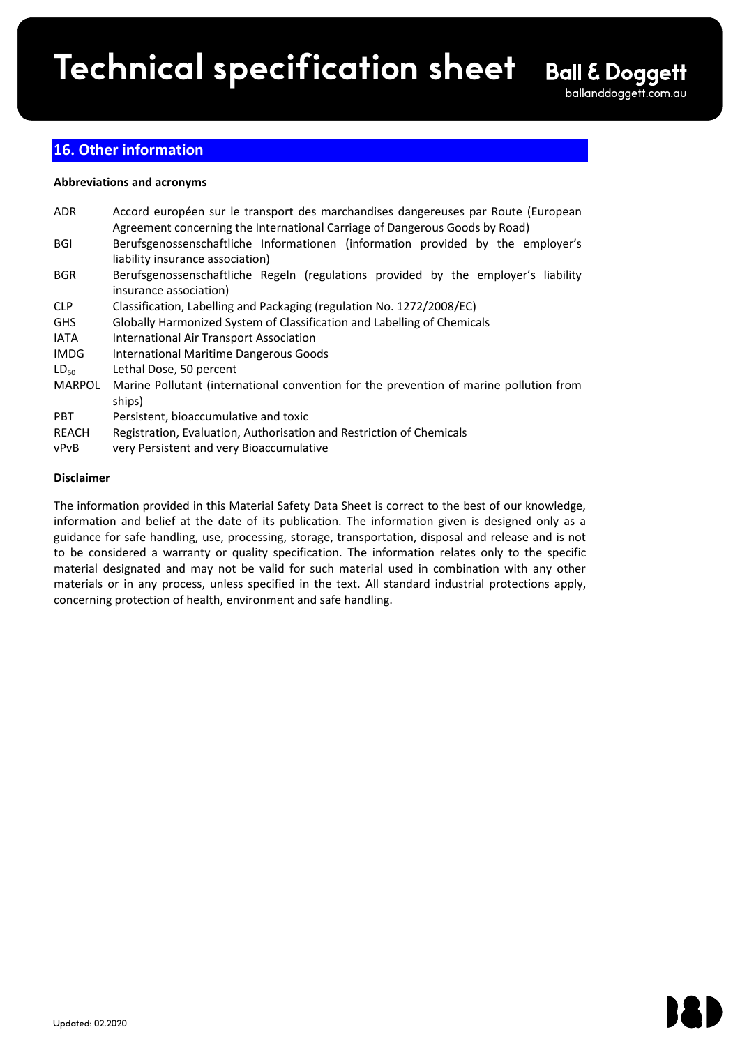## 16. Other information

**Abbreviations and acronyms**

| | |
|---|---|
| ADR | Accord européen sur le transport des marchandises dangereuses par Route (European Agreement concerning the International Carriage of Dangerous Goods by Road) |
| BGI | Berufsgenossenschaftliche Informationen (information provided by the employer's liability insurance association) |
| BGR | Berufsgenossenschaftliche Regeln (regulations provided by the employer's liability insurance association) |
| CLP | Classification, Labelling and Packaging (regulation No. 1272/2008/EC) |
| GHS | Globally Harmonized System of Classification and Labelling of Chemicals |
| IATA | International Air Transport Association |
| IMDG | International Maritime Dangerous Goods |
| $LD_{50}$ | Lethal Dose, 50 percent |
| MARPOL | Marine Pollutant (international convention for the prevention of marine pollution from ships) |
| PBT | Persistent, bioaccumulative and toxic |
| REACH | Registration, Evaluation, Authorisation and Restriction of Chemicals |
| vPvB | very Persistent and very Bioaccumulative |

**Disclaimer**

The information provided in this Material Safety Data Sheet is correct to the best of our knowledge, information and belief at the date of its publication. The information given is designed only as a guidance for safe handling, use, processing, storage, transportation, disposal and release and is not to be considered a warranty or quality specification. The information relates only to the specific material designated and may not be valid for such material used in combination with any other materials or in any process, unless specified in the text. All standard industrial protections apply, concerning protection of health, environment and safe handling.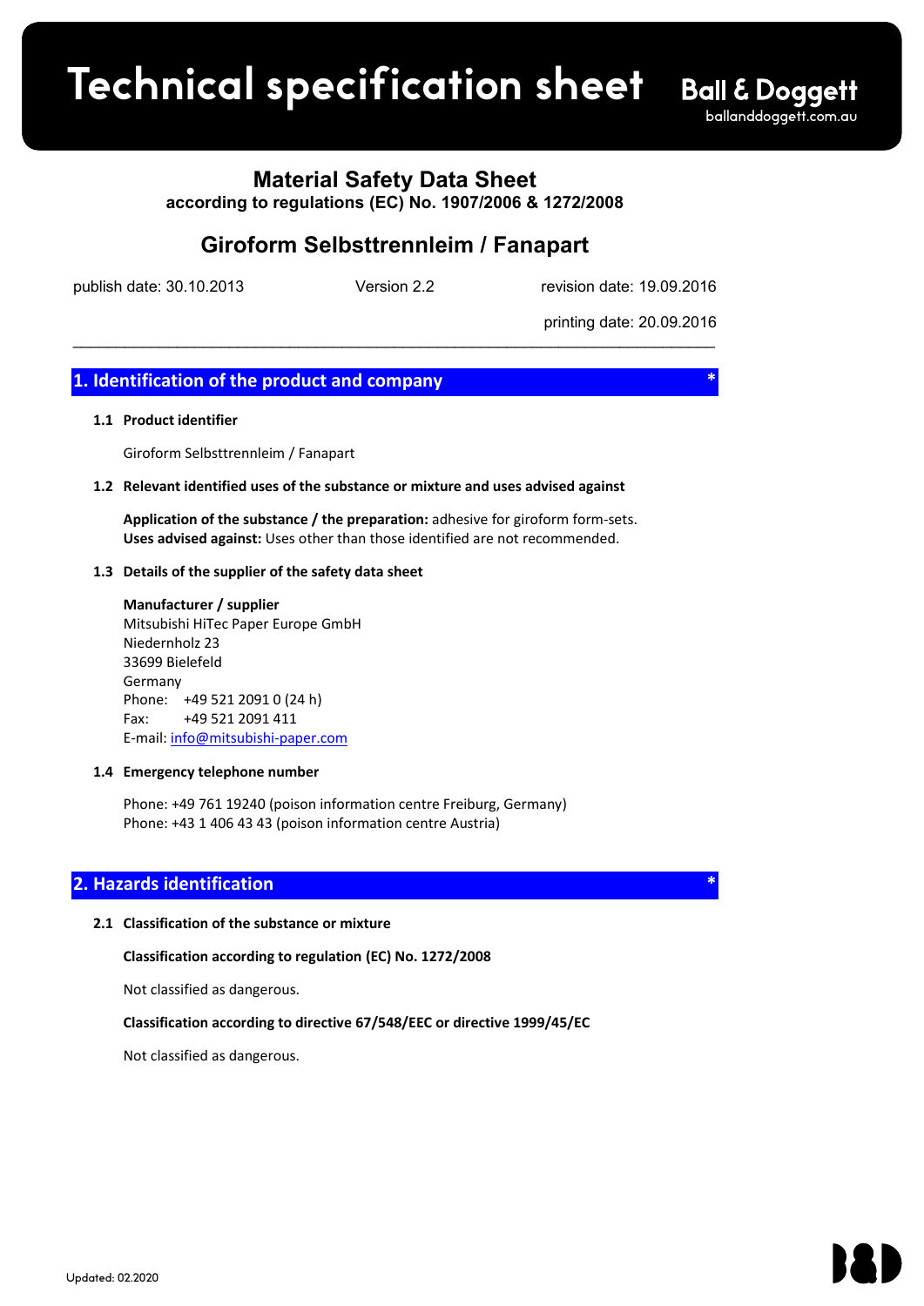# Technical specification sheet

Ball & Doggett
balIanddoggett.com.au

## Material Safety Data Sheet
**according to regulations (EC) No. 1907/2006 & 1272/2008**

## Giroform Selbsttrennleim / Fanapart

publish date: 30.10.2013 Version 2.2 revision date: 19.09.2016

printing date: 20.09.2016

## 1. Identification of the product and company *

### 1.1 Product identifier

Giroform Selbsttrennleim / Fanapart

### 1.2 Relevant identified uses of the substance or mixture and uses advised against

**Application of the substance / the preparation:** adhesive for giroform form-sets.
**Uses advised against:** Uses other than those identified are not recommended.

### 1.3 Details of the supplier of the safety data sheet

**Manufacturer / supplier**
Mitsubishi HiTec Paper Europe GmbH
Niedernholz 23
33699 Bielefeld
Germany
Phone: +49 521 2091 0 (24 h)
Fax: +49 521 2091 411
E-mail: info@mitsubishi-paper.com

### 1.4 Emergency telephone number

Phone: +49 761 19240 (poison information centre Freiburg, Germany)
Phone: +43 1 406 43 43 (poison information centre Austria)

## 2. Hazards identification *

### 2.1 Classification of the substance or mixture

**Classification according to regulation (EC) No. 1272/2008**

Not classified as dangerous.

**Classification according to directive 67/548/EEC or directive 1999/45/EC**

Not classified as dangerous.

Updated: 02.2020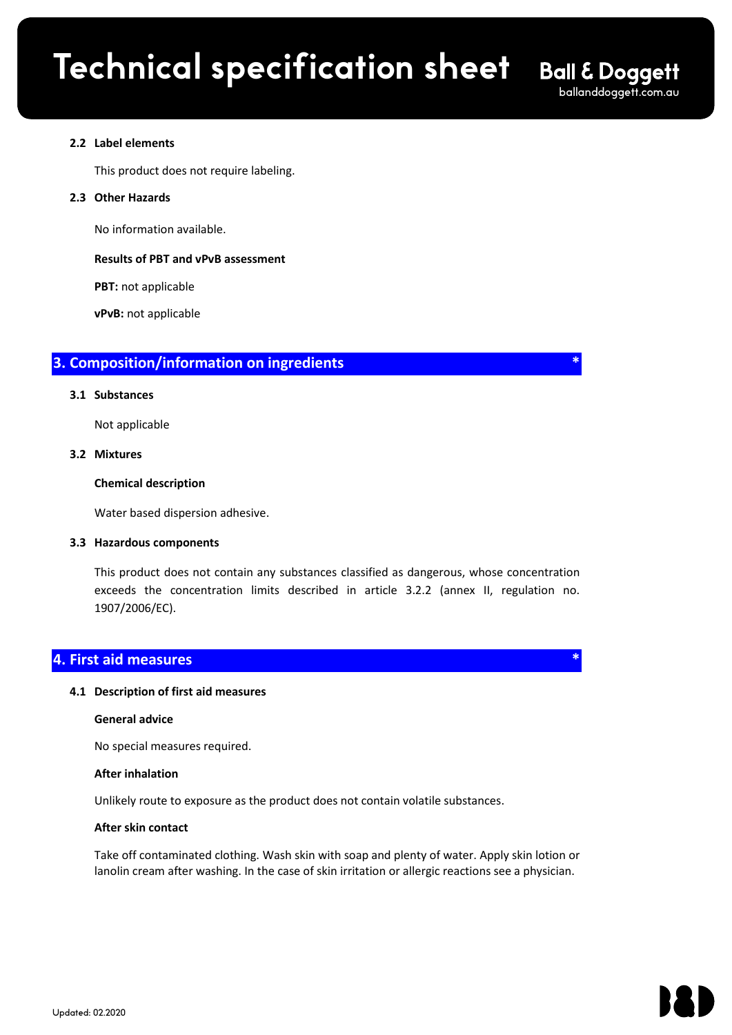**2.2 Label elements**

This product does not require labeling.

**2.3 Other Hazards**

No information available.

**Results of PBT and vPvB assessment**

**PBT:** not applicable

**vPvB:** not applicable

## 3. Composition/information on ingredients *

**3.1 Substances**

Not applicable

**3.2 Mixtures**

**Chemical description**

Water based dispersion adhesive.

**3.3 Hazardous components**

This product does not contain any substances classified as dangerous, whose concentration exceeds the concentration limits described in article 3.2.2 (annex II, regulation no. 1907/2006/EC).

## 4. First aid measures *

**4.1 Description of first aid measures**

**General advice**

No special measures required.

**After inhalation**

Unlikely route to exposure as the product does not contain volatile substances.

**After skin contact**

Take off contaminated clothing. Wash skin with soap and plenty of water. Apply skin lotion or lanolin cream after washing. In the case of skin irritation or allergic reactions see a physician.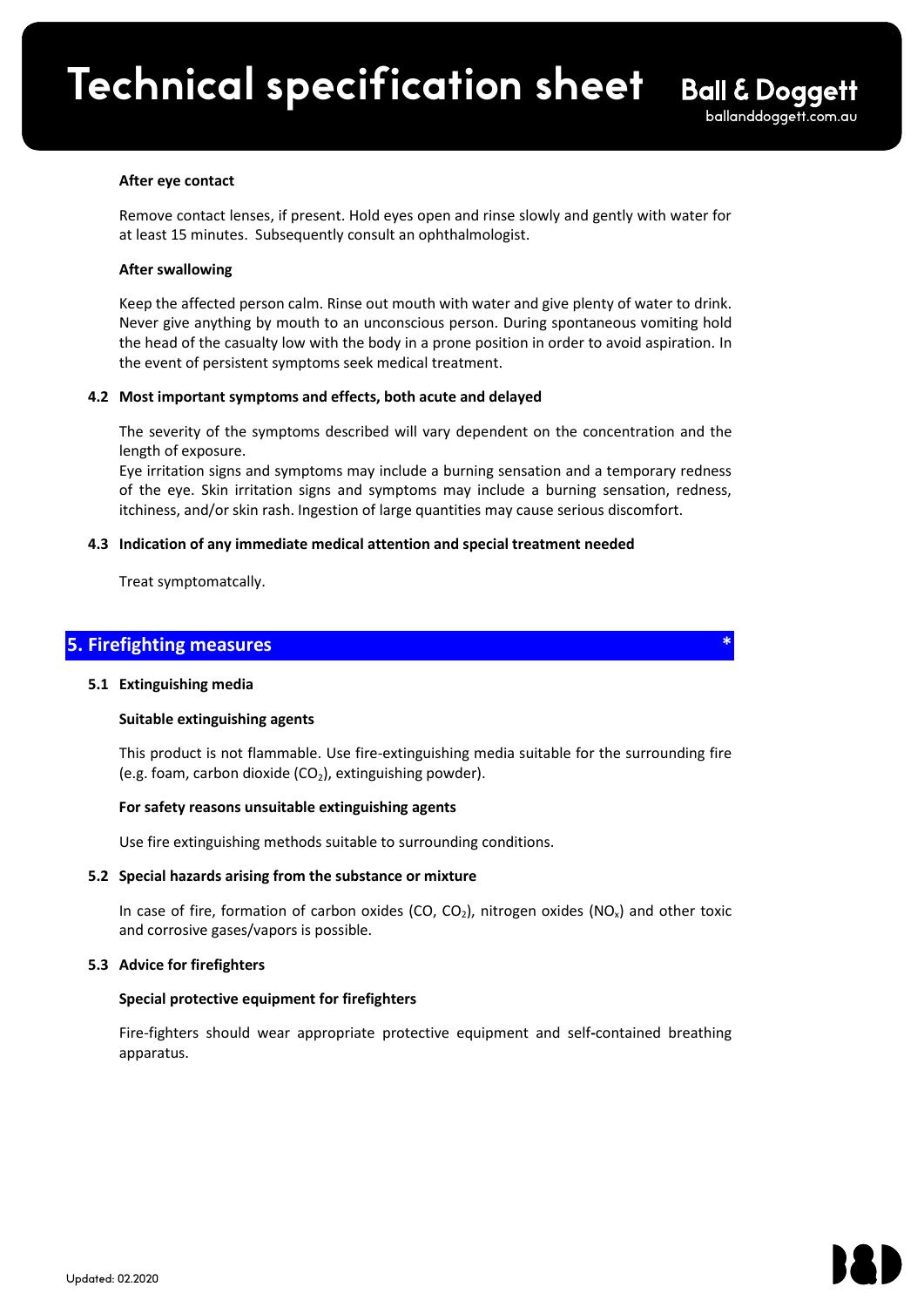**After eye contact**

Remove contact lenses, if present. Hold eyes open and rinse slowly and gently with water for at least 15 minutes. Subsequently consult an ophthalmologist.

**After swallowing**

Keep the affected person calm. Rinse out mouth with water and give plenty of water to drink. Never give anything by mouth to an unconscious person. During spontaneous vomiting hold the head of the casualty low with the body in a prone position in order to avoid aspiration. In the event of persistent symptoms seek medical treatment.

### 4.2 Most important symptoms and effects, both acute and delayed

The severity of the symptoms described will vary dependent on the concentration and the length of exposure.
Eye irritation signs and symptoms may include a burning sensation and a temporary redness of the eye. Skin irritation signs and symptoms may include a burning sensation, redness, itchiness, and/or skin rash. Ingestion of large quantities may cause serious discomfort.

### 4.3 Indication of any immediate medical attention and special treatment needed

Treat symptomatcally.

## 5. Firefighting measures *

### 5.1 Extinguishing media

**Suitable extinguishing agents**

This product is not flammable. Use fire-extinguishing media suitable for the surrounding fire (e.g. foam, carbon dioxide ($CO_2$), extinguishing powder).

**For safety reasons unsuitable extinguishing agents**

Use fire extinguishing methods suitable to surrounding conditions.

### 5.2 Special hazards arising from the substance or mixture

In case of fire, formation of carbon oxides (CO, $CO_2$), nitrogen oxides ($NO_x$) and other toxic and corrosive gases/vapors is possible.

### 5.3 Advice for firefighters

**Special protective equipment for firefighters**

Fire-fighters should wear appropriate protective equipment and self-contained breathing apparatus.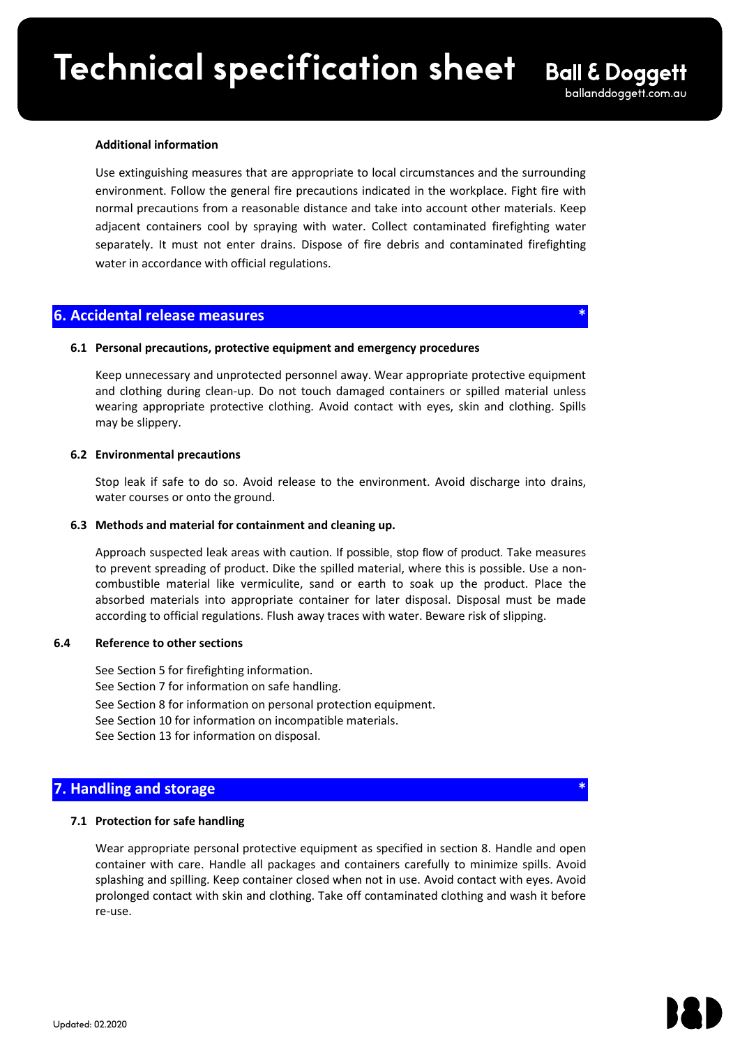**Additional information**

Use extinguishing measures that are appropriate to local circumstances and the surrounding environment. Follow the general fire precautions indicated in the workplace. Fight fire with normal precautions from a reasonable distance and take into account other materials. Keep adjacent containers cool by spraying with water. Collect contaminated firefighting water separately. It must not enter drains. Dispose of fire debris and contaminated firefighting water in accordance with official regulations.

## 6. Accidental release measures *

### 6.1 Personal precautions, protective equipment and emergency procedures

Keep unnecessary and unprotected personnel away. Wear appropriate protective equipment and clothing during clean-up. Do not touch damaged containers or spilled material unless wearing appropriate protective clothing. Avoid contact with eyes, skin and clothing. Spills may be slippery.

### 6.2 Environmental precautions

Stop leak if safe to do so. Avoid release to the environment. Avoid discharge into drains, water courses or onto the ground.

### 6.3 Methods and material for containment and cleaning up.

Approach suspected leak areas with caution. If possible, stop flow of product. Take measures to prevent spreading of product. Dike the spilled material, where this is possible. Use a non-combustible material like vermiculite, sand or earth to soak up the product. Place the absorbed materials into appropriate container for later disposal. Disposal must be made according to official regulations. Flush away traces with water. Beware risk of slipping.

### 6.4 Reference to other sections

See Section 5 for firefighting information.
See Section 7 for information on safe handling.
See Section 8 for information on personal protection equipment.
See Section 10 for information on incompatible materials.
See Section 13 for information on disposal.

## 7. Handling and storage *

### 7.1 Protection for safe handling

Wear appropriate personal protective equipment as specified in section 8. Handle and open container with care. Handle all packages and containers carefully to minimize spills. Avoid splashing and spilling. Keep container closed when not in use. Avoid contact with eyes. Avoid prolonged contact with skin and clothing. Take off contaminated clothing and wash it before re-use.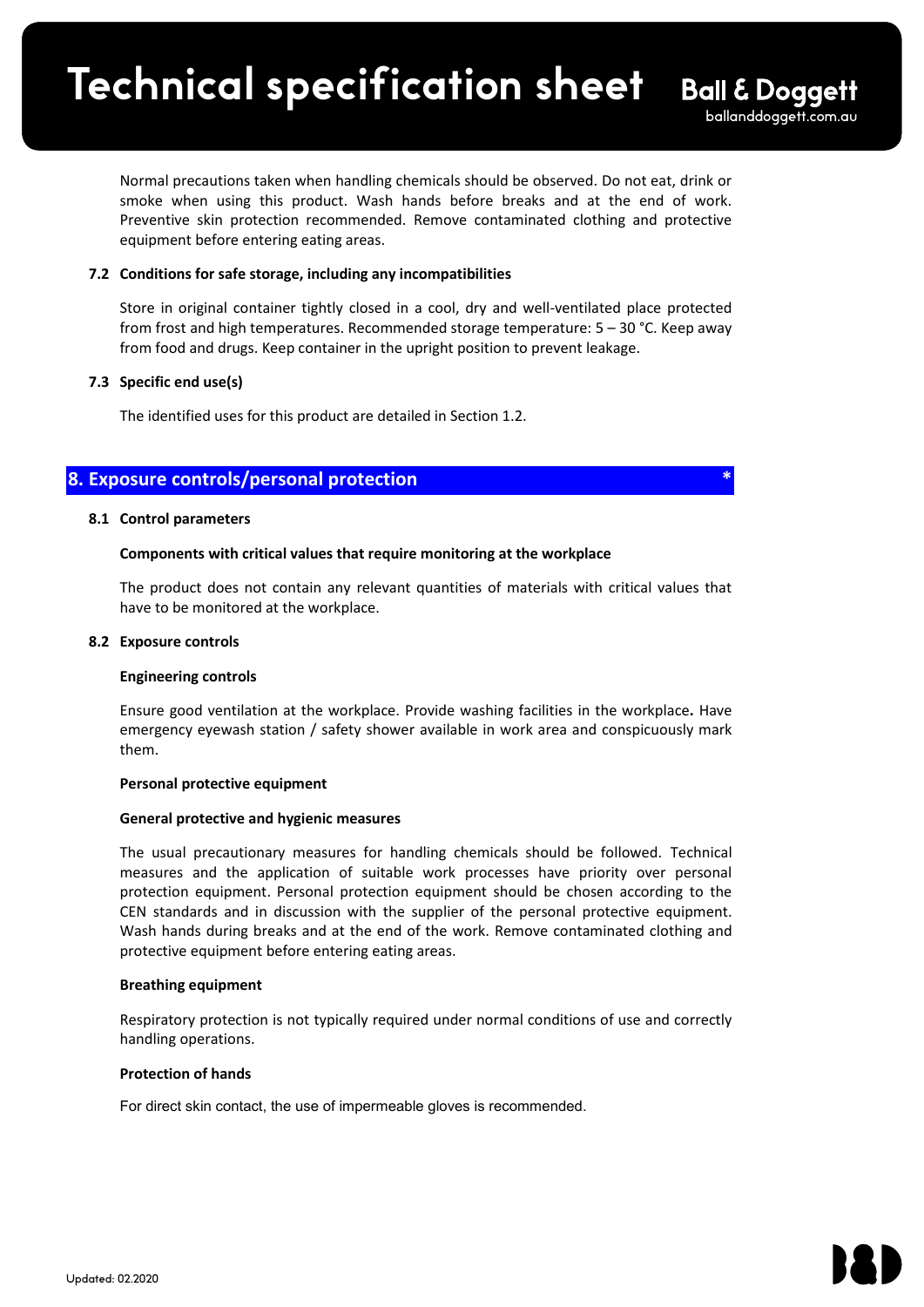Normal precautions taken when handling chemicals should be observed. Do not eat, drink or smoke when using this product. Wash hands before breaks and at the end of work. Preventive skin protection recommended. Remove contaminated clothing and protective equipment before entering eating areas.

### 7.2 Conditions for safe storage, including any incompatibilities

Store in original container tightly closed in a cool, dry and well-ventilated place protected from frost and high temperatures. Recommended storage temperature: 5 – 30 °C. Keep away from food and drugs. Keep container in the upright position to prevent leakage.

### 7.3 Specific end use(s)

The identified uses for this product are detailed in Section 1.2.

## 8. Exposure controls/personal protection *

### 8.1 Control parameters

**Components with critical values that require monitoring at the workplace**

The product does not contain any relevant quantities of materials with critical values that have to be monitored at the workplace.

### 8.2 Exposure controls

**Engineering controls**

Ensure good ventilation at the workplace. Provide washing facilities in the workplace**.** Have emergency eyewash station / safety shower available in work area and conspicuously mark them.

**Personal protective equipment**

**General protective and hygienic measures**

The usual precautionary measures for handling chemicals should be followed. Technical measures and the application of suitable work processes have priority over personal protection equipment. Personal protection equipment should be chosen according to the CEN standards and in discussion with the supplier of the personal protective equipment. Wash hands during breaks and at the end of the work. Remove contaminated clothing and protective equipment before entering eating areas.

**Breathing equipment**

Respiratory protection is not typically required under normal conditions of use and correctly handling operations.

**Protection of hands**

For direct skin contact, the use of impermeable gloves is recommended.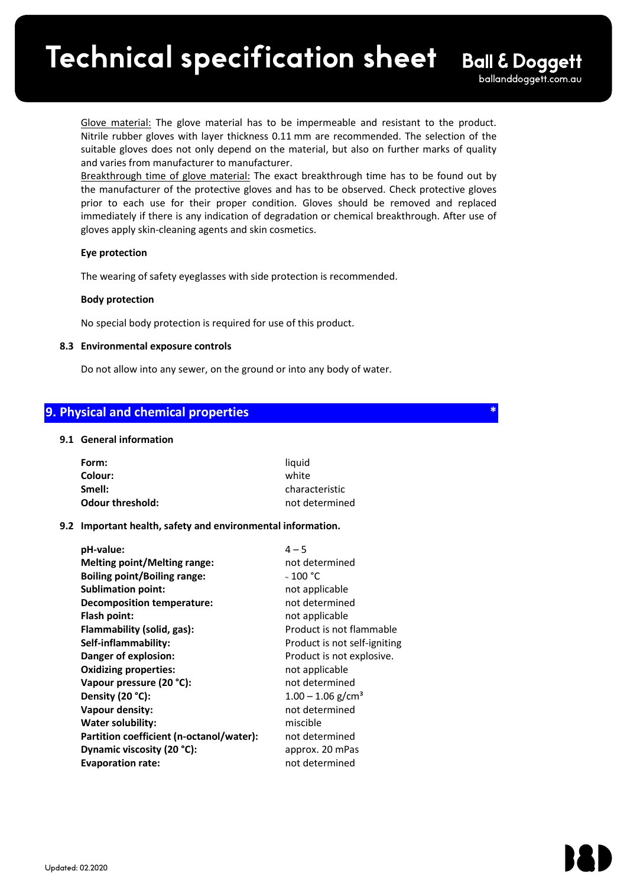Glove material: The glove material has to be impermeable and resistant to the product. Nitrile rubber gloves with layer thickness 0.11 mm are recommended. The selection of the suitable gloves does not only depend on the material, but also on further marks of quality and varies from manufacturer to manufacturer.
Breakthrough time of glove material: The exact breakthrough time has to be found out by the manufacturer of the protective gloves and has to be observed. Check protective gloves prior to each use for their proper condition. Gloves should be removed and replaced immediately if there is any indication of degradation or chemical breakthrough. After use of gloves apply skin-cleaning agents and skin cosmetics.

**Eye protection**

The wearing of safety eyeglasses with side protection is recommended.

**Body protection**

No special body protection is required for use of this product.

**8.3 Environmental exposure controls**

Do not allow into any sewer, on the ground or into any body of water.

## 9. Physical and chemical properties *

**9.1 General information**

| | |
|---|---|
| **Form:** | liquid |
| **Colour:** | white |
| **Smell:** | characteristic |
| **Odour threshold:** | not determined |

**9.2 Important health, safety and environmental information.**

| | |
|---|---|
| **pH-value:** | 4 – 5 |
| **Melting point/Melting range:** | not determined |
| **Boiling point/Boiling range:** | ~ 100 °C |
| **Sublimation point:** | not applicable |
| **Decomposition temperature:** | not determined |
| **Flash point:** | not applicable |
| **Flammability (solid, gas):** | Product is not flammable |
| **Self-inflammability:** | Product is not self-igniting |
| **Danger of explosion:** | Product is not explosive. |
| **Oxidizing properties:** | not applicable |
| **Vapour pressure (20 °C):** | not determined |
| **Density (20 °C):** | 1.00 – 1.06 g/cm³ |
| **Vapour density:** | not determined |
| **Water solubility:** | miscible |
| **Partition coefficient (n-octanol/water):** | not determined |
| **Dynamic viscosity (20 °C):** | approx. 20 mPas |
| **Evaporation rate:** | not determined |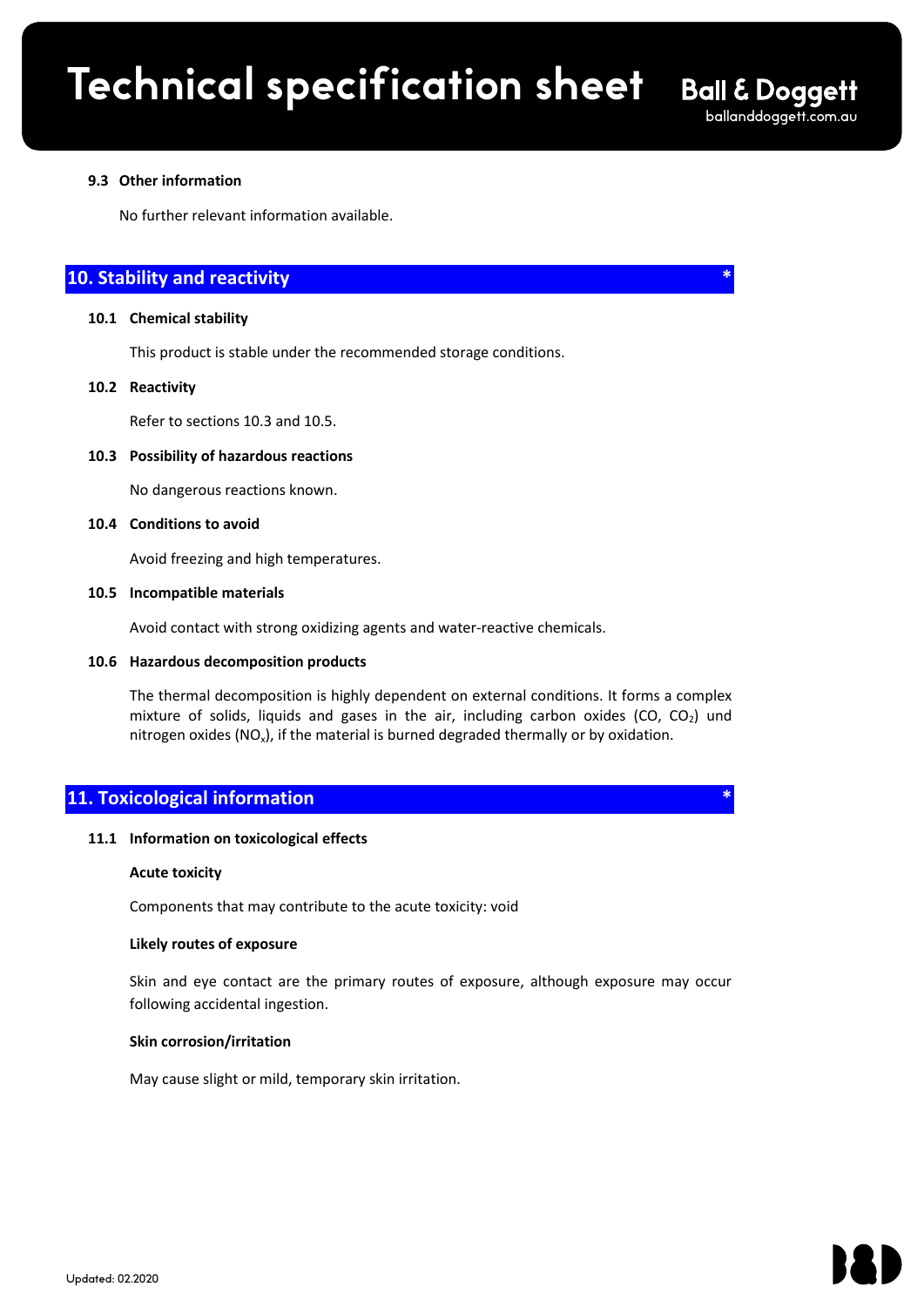### 9.3 Other information

No further relevant information available.

## 10. Stability and reactivity *

### 10.1 Chemical stability

This product is stable under the recommended storage conditions.

### 10.2 Reactivity

Refer to sections 10.3 and 10.5.

### 10.3 Possibility of hazardous reactions

No dangerous reactions known.

### 10.4 Conditions to avoid

Avoid freezing and high temperatures.

### 10.5 Incompatible materials

Avoid contact with strong oxidizing agents and water-reactive chemicals.

### 10.6 Hazardous decomposition products

The thermal decomposition is highly dependent on external conditions. It forms a complex mixture of solids, liquids and gases in the air, including carbon oxides (CO, $CO_2$) und nitrogen oxides ($NO_x$), if the material is burned degraded thermally or by oxidation.

## 11. Toxicological information *

### 11.1 Information on toxicological effects

**Acute toxicity**

Components that may contribute to the acute toxicity: void

**Likely routes of exposure**

Skin and eye contact are the primary routes of exposure, although exposure may occur following accidental ingestion.

**Skin corrosion/irritation**

May cause slight or mild, temporary skin irritation.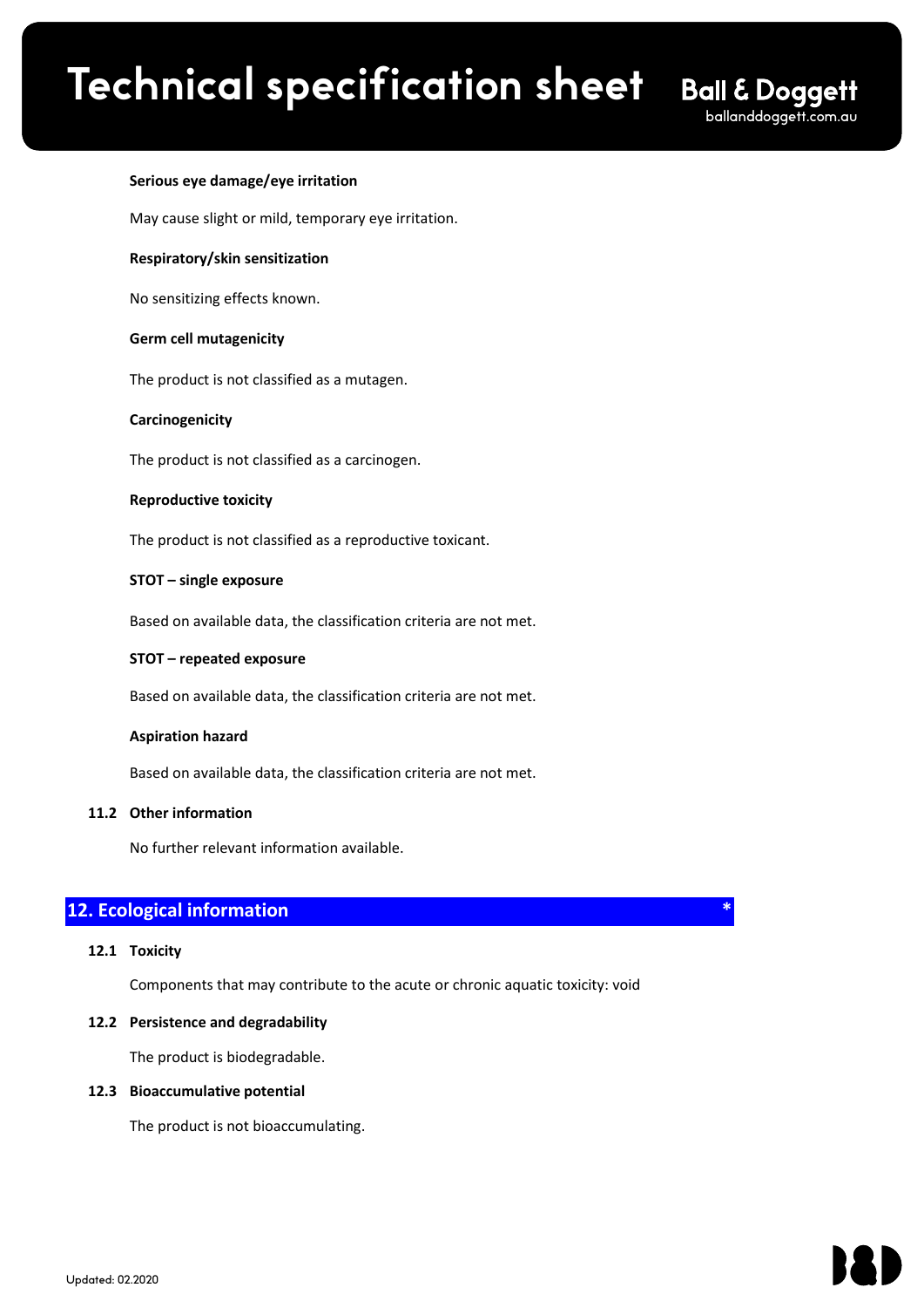**Serious eye damage/eye irritation**

May cause slight or mild, temporary eye irritation.

**Respiratory/skin sensitization**

No sensitizing effects known.

**Germ cell mutagenicity**

The product is not classified as a mutagen.

**Carcinogenicity**

The product is not classified as a carcinogen.

**Reproductive toxicity**

The product is not classified as a reproductive toxicant.

**STOT – single exposure**

Based on available data, the classification criteria are not met.

**STOT – repeated exposure**

Based on available data, the classification criteria are not met.

**Aspiration hazard**

Based on available data, the classification criteria are not met.

**11.2 Other information**

No further relevant information available.

## 12. Ecological information *

**12.1 Toxicity**

Components that may contribute to the acute or chronic aquatic toxicity: void

**12.2 Persistence and degradability**

The product is biodegradable.

**12.3 Bioaccumulative potential**

The product is not bioaccumulating.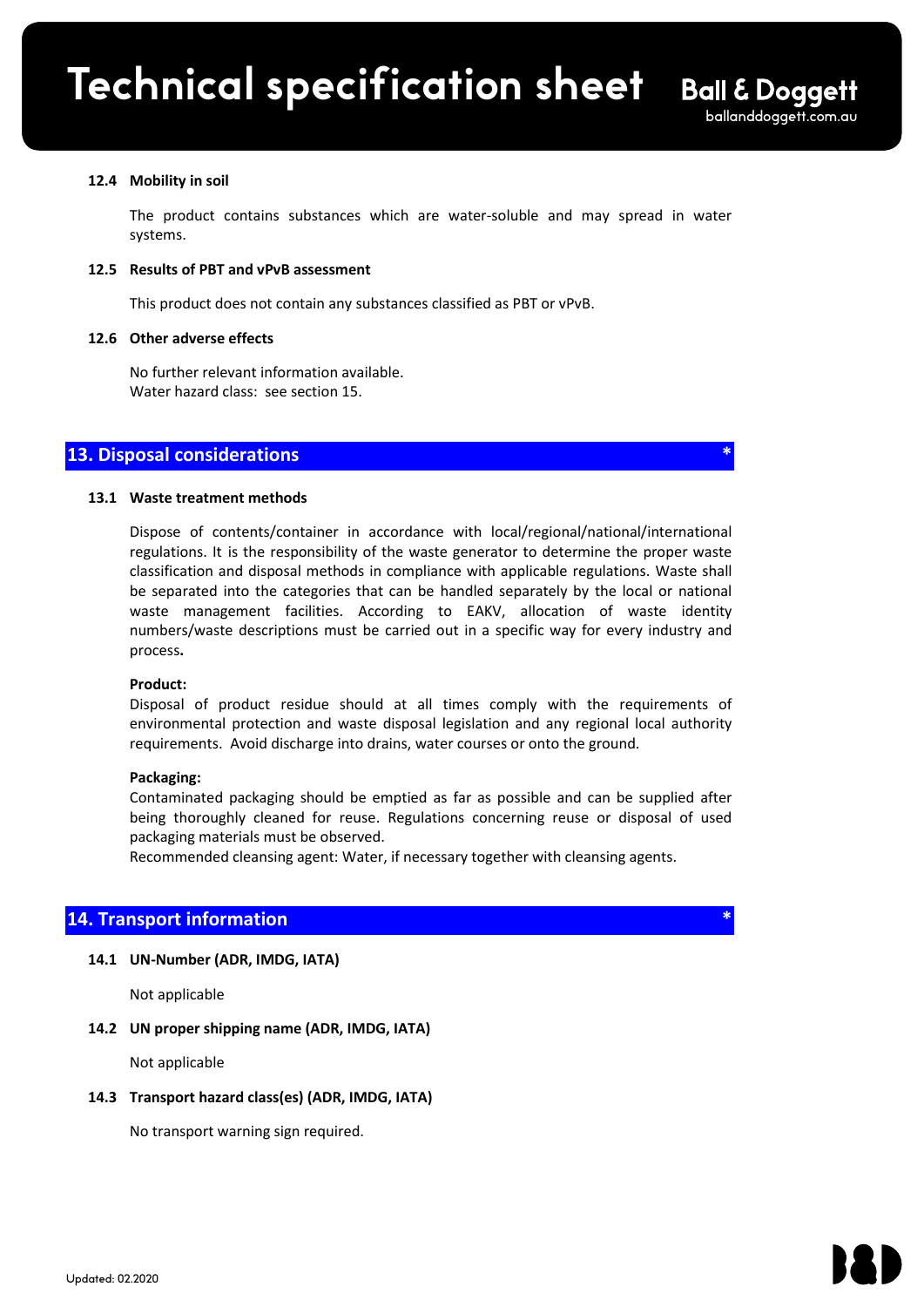**12.4 Mobility in soil**

The product contains substances which are water-soluble and may spread in water systems.

**12.5 Results of PBT and vPvB assessment**

This product does not contain any substances classified as PBT or vPvB.

**12.6 Other adverse effects**

No further relevant information available.
Water hazard class: see section 15.

## 13. Disposal considerations *

**13.1 Waste treatment methods**

Dispose of contents/container in accordance with local/regional/national/international regulations. It is the responsibility of the waste generator to determine the proper waste classification and disposal methods in compliance with applicable regulations. Waste shall be separated into the categories that can be handled separately by the local or national waste management facilities. According to EAKV, allocation of waste identity numbers/waste descriptions must be carried out in a specific way for every industry and process**.**

**Product:**
Disposal of product residue should at all times comply with the requirements of environmental protection and waste disposal legislation and any regional local authority requirements. Avoid discharge into drains, water courses or onto the ground.

**Packaging:**
Contaminated packaging should be emptied as far as possible and can be supplied after being thoroughly cleaned for reuse. Regulations concerning reuse or disposal of used packaging materials must be observed.
Recommended cleansing agent: Water, if necessary together with cleansing agents.

## 14. Transport information *

**14.1 UN-Number (ADR, IMDG, IATA)**

Not applicable

**14.2 UN proper shipping name (ADR, IMDG, IATA)**

Not applicable

**14.3 Transport hazard class(es) (ADR, IMDG, IATA)**

No transport warning sign required.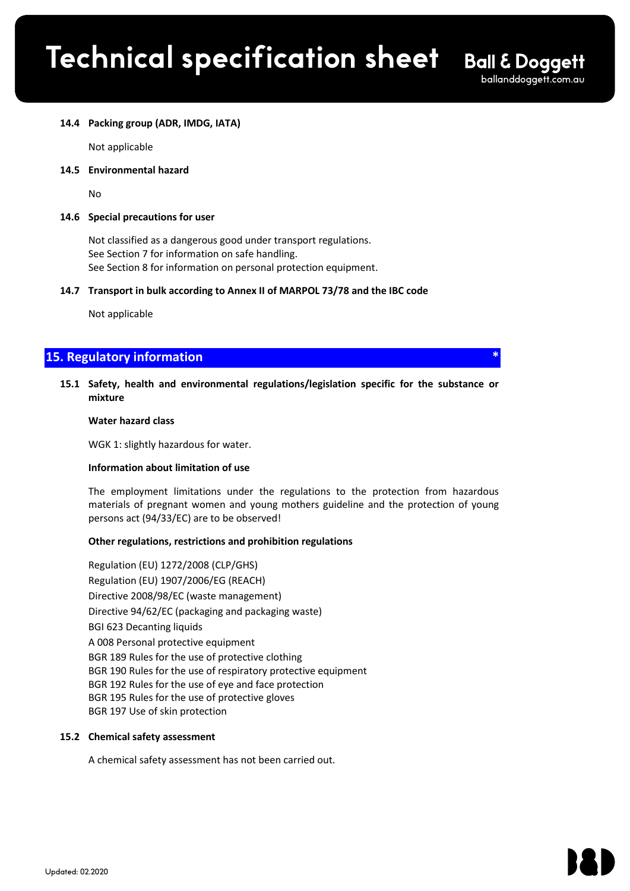**14.4 Packing group (ADR, IMDG, IATA)**

Not applicable

**14.5 Environmental hazard**

No

**14.6 Special precautions for user**

Not classified as a dangerous good under transport regulations.
See Section 7 for information on safe handling.
See Section 8 for information on personal protection equipment.

**14.7 Transport in bulk according to Annex II of MARPOL 73/78 and the IBC code**

Not applicable

## 15. Regulatory information *

**15.1 Safety, health and environmental regulations/legislation specific for the substance or mixture**

**Water hazard class**

WGK 1: slightly hazardous for water.

**Information about limitation of use**

The employment limitations under the regulations to the protection from hazardous materials of pregnant women and young mothers guideline and the protection of young persons act (94/33/EC) are to be observed!

**Other regulations, restrictions and prohibition regulations**

Regulation (EU) 1272/2008 (CLP/GHS)
Regulation (EU) 1907/2006/EG (REACH)
Directive 2008/98/EC (waste management)
Directive 94/62/EC (packaging and packaging waste)
BGI 623 Decanting liquids
A 008 Personal protective equipment
BGR 189 Rules for the use of protective clothing
BGR 190 Rules for the use of respiratory protective equipment
BGR 192 Rules for the use of eye and face protection
BGR 195 Rules for the use of protective gloves
BGR 197 Use of skin protection

**15.2 Chemical safety assessment**

A chemical safety assessment has not been carried out.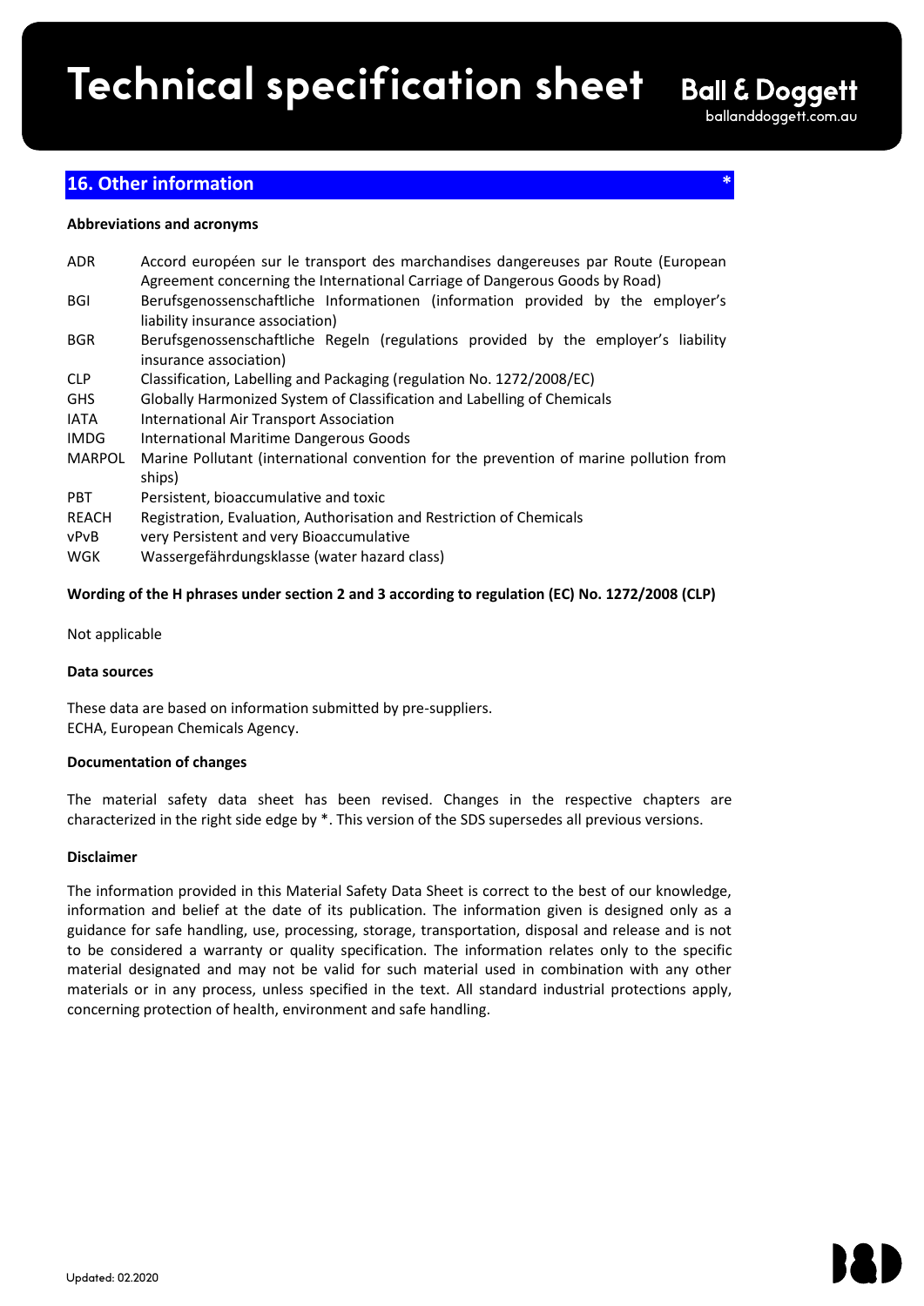## 16. Other information *

**Abbreviations and acronyms**

| | |
|---|---|
| ADR | Accord européen sur le transport des marchandises dangereuses par Route (European Agreement concerning the International Carriage of Dangerous Goods by Road) |
| BGI | Berufsgenossenschaftliche Informationen (information provided by the employer's liability insurance association) |
| BGR | Berufsgenossenschaftliche Regeln (regulations provided by the employer's liability insurance association) |
| CLP | Classification, Labelling and Packaging (regulation No. 1272/2008/EC) |
| GHS | Globally Harmonized System of Classification and Labelling of Chemicals |
| IATA | International Air Transport Association |
| IMDG | International Maritime Dangerous Goods |
| MARPOL | Marine Pollutant (international convention for the prevention of marine pollution from ships) |
| PBT | Persistent, bioaccumulative and toxic |
| REACH | Registration, Evaluation, Authorisation and Restriction of Chemicals |
| vPvB | very Persistent and very Bioaccumulative |
| WGK | Wassergefährdungsklasse (water hazard class) |

**Wording of the H phrases under section 2 and 3 according to regulation (EC) No. 1272/2008 (CLP)**

Not applicable

**Data sources**

These data are based on information submitted by pre-suppliers.
ECHA, European Chemicals Agency.

**Documentation of changes**

The material safety data sheet has been revised. Changes in the respective chapters are characterized in the right side edge by *. This version of the SDS supersedes all previous versions.

**Disclaimer**

The information provided in this Material Safety Data Sheet is correct to the best of our knowledge, information and belief at the date of its publication. The information given is designed only as a guidance for safe handling, use, processing, storage, transportation, disposal and release and is not to be considered a warranty or quality specification. The information relates only to the specific material designated and may not be valid for such material used in combination with any other materials or in any process, unless specified in the text. All standard industrial protections apply, concerning protection of health, environment and safe handling.